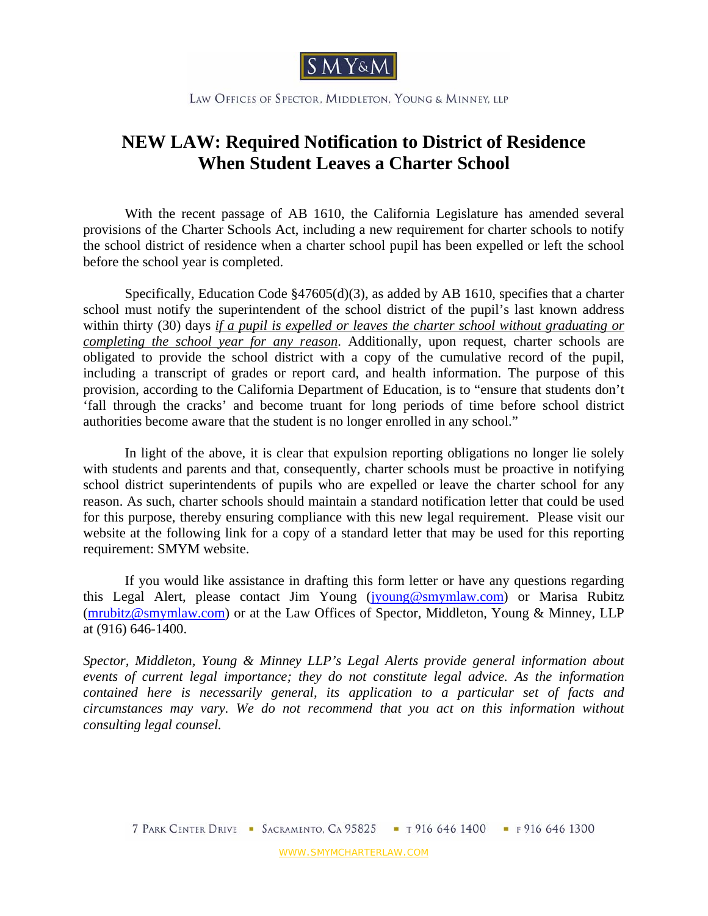SMY&M

LAW OFFICES OF SPECTOR, MIDDLETON, YOUNG & MINNEY, LLP

# NEW LAW: Required Notification to District of Residence When Student Leaves a Charter School

With the recent passage of AB 1610, the California Legislature has amended several provisions of the Charter Schools Act, including a new requirement for charter schools to notify the school district of residence when a charter school pupil has been expelled or left the school before the school year is completed.

Specifically, Education Code §47605(d)(3), as added by AB 1610, specifies that a charter school must notify the superintendent of the school district of the pupil's last known address within thirty (30) days *if a pupil is expelled or leaves the charter school without graduating or completing the school year for any reason*. Additionally, upon request, charter schools are obligated to provide the school district with a copy of the cumulative record of the pupil, including a transcript of grades or report card, and health information. The purpose of this provision, according to the California Department of Education, is to "ensure that students don't 'fall through the cracks' and become truant for long periods of time before school district authorities become aware that the student is no longer enrolled in any school."

In light of the above, it is clear that expulsion reporting obligations no longer lie solely with students and parents and that, consequently, charter schools must be proactive in notifying school district superintendents of pupils who are expelled or leave the charter school for any reason. As such, charter schools should maintain a standard notification letter that could be used for this purpose, thereby ensuring compliance with this new legal requirement. Please visit our website at the following link for a copy of a standard letter that may be used for this reporting requirement: SMYM website.

If you would like assistance in drafting this form letter or have any questions regarding this Legal Alert, please contact Jim Young (jyoung@smymlaw.com) or Marisa Rubitz (mrubitz@smymlaw.com) or at the Law Offices of Spector, Middleton, Young & Minney, LLP at (916) 646-1400.

*Spector, Middleton, Young & Minney LLP's Legal Alerts provide general information about events of current legal importance; they do not constitute legal advice. As the information contained here is necessarily general, its application to a particular set of facts and circumstances may vary. We do not recommend that you act on this information without consulting legal counsel.*

7 PARK CENTER DRIVE ▪ SACRAMENTO, CA 95825 ▪ T 916 646 1400 ▪ F 916 646 1300

WWW.SMYMCHARTERLAW.COM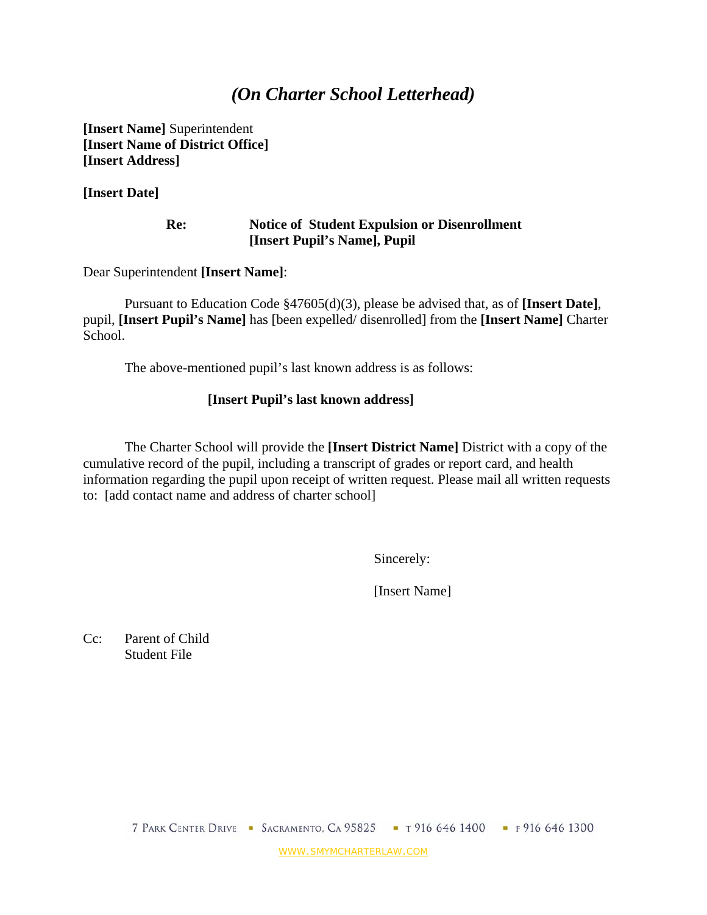# *(On Charter School Letterhead)*

**[Insert Name]** Superintendent
**[Insert Name of District Office]**
**[Insert Address]**

**[Insert Date]**

**Re: Notice of Student Expulsion or Disenrollment**
**[Insert Pupil's Name], Pupil**

Dear Superintendent **[Insert Name]**:

Pursuant to Education Code §47605(d)(3), please be advised that, as of **[Insert Date]**, pupil, **[Insert Pupil's Name]** has [been expelled/ disenrolled] from the **[Insert Name]** Charter School.

The above-mentioned pupil's last known address is as follows:

**[Insert Pupil's last known address]**

The Charter School will provide the **[Insert District Name]** District with a copy of the cumulative record of the pupil, including a transcript of grades or report card, and health information regarding the pupil upon receipt of written request. Please mail all written requests to: [add contact name and address of charter school]

Sincerely:

[Insert Name]

Cc: Parent of Child
Student File